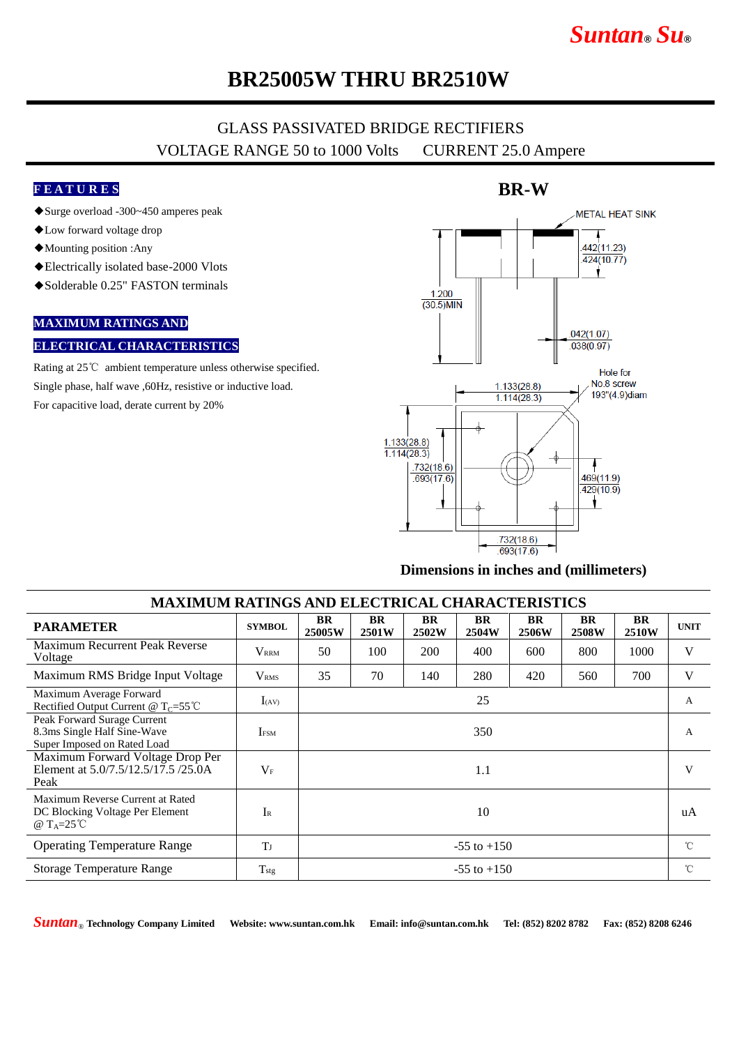# BR25005W THRU BR2510W

GLASS PASSIVATED BRIDGE RECTIFIERS

VOLTAGE RANGE 50 to 1000 Volts CURRENT 25.0 Ampere

**FEATURES**

- ◆Surge overload -300~450 amperes peak
- ◆Low forward voltage drop
- ◆Mounting position :Any
- ◆Electrically isolated base-2000 Vlots
- ◆Solderable 0.25" FASTON terminals

**MAXIMUM RATINGS AND ELECTRICAL CHARACTERISTICS**

Rating at 25℃ ambient temperature unless otherwise specified.

Single phase, half wave ,60Hz, resistive or inductive load.

For capacitive load, derate current by 20%

**BR-W**

METAL HEAT SINK

.442(11.23)
.424(10.77)

1.200
(30.5)MIN

.042(1.07)
.038(0.97)

Hole for
No.8 screw
.193"(4.9)diam

1.133(28.8)
1.114(28.3)

1.133(28.8)
1.114(28.3)

.732(18.6)
.693(17.6)

.469(11.9)
.429(10.9)

.732(18.6)
.693(17.6)

**Dimensions in inches and (millimeters)**

## MAXIMUM RATINGS AND ELECTRICAL CHARACTERISTICS

| PARAMETER | SYMBOL | BR 25005W | BR 2501W | BR 2502W | BR 2504W | BR 2506W | BR 2508W | BR 2510W | UNIT |
|---|---|---|---|---|---|---|---|---|---|
| Maximum Recurrent Peak Reverse Voltage | $V_{RRM}$ | 50 | 100 | 200 | 400 | 600 | 800 | 1000 | V |
| Maximum RMS Bridge Input Voltage | $V_{RMS}$ | 35 | 70 | 140 | 280 | 420 | 560 | 700 | V |
| Maximum Average Forward Rectified Output Current @ $T_C$=55℃ | $I_{(AV)}$ | 25 | | | | | | | A |
| Peak Forward Surge Current 8.3ms Single Half Sine-Wave Super Imposed on Rated Load | $I_{FSM}$ | 350 | | | | | | | A |
| Maximum Forward Voltage Drop Per Element at 5.0/7.5/12.5/17.5 /25.0A Peak | $V_F$ | 1.1 | | | | | | | V |
| Maximum Reverse Current at Rated DC Blocking Voltage Per Element @ $T_A$=25℃ | $I_R$ | 10 | | | | | | | uA |
| Operating Temperature Range | $T_J$ | -55 to +150 | | | | | | | ℃ |
| Storage Temperature Range | $T_{stg}$ | -55 to +150 | | | | | | | ℃ |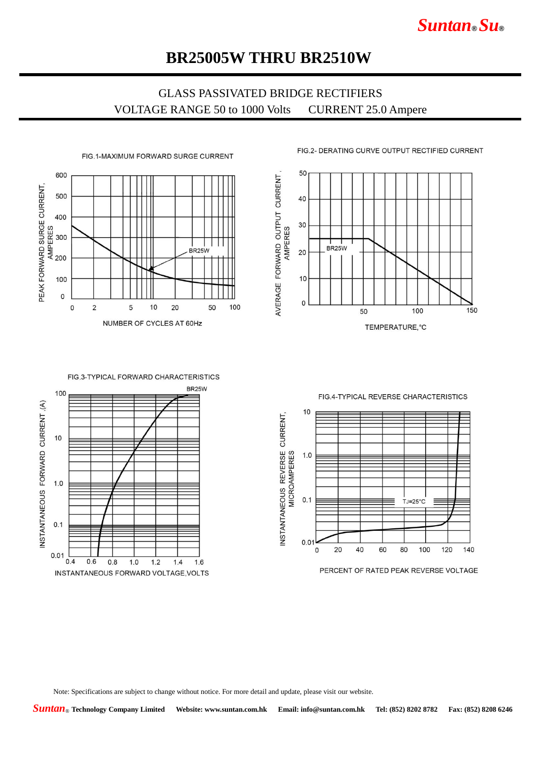# BR25005W THRU BR2510W

GLASS PASSIVATED BRIDGE RECTIFIERS

VOLTAGE RANGE 50 to 1000 Volts    CURRENT 25.0 Ampere

FIG.1-MAXIMUM FORWARD SURGE CURRENT

PEAK FORWARD SURGE CURRENT, AMPERES

600
500
400
300
200
100
0

0 2 5 10 20 50 100

NUMBER OF CYCLES AT 60Hz

BR25W

FIG.2- DERATING CURVE OUTPUT RECTIFIED CURRENT

AVERAGE FORWARD OUTPUT CURRENT, AMPERES

50
40
30
20
10
0

50 100 150

TEMPERATURE,°C

BR25W

FIG.3-TYPICAL FORWARD CHARACTERISTICS

INSTANTANEOUS FORWARD CURRENT ,(A)

100
10
1.0
0.1
0.01

0.4 0.6 0.8 1.0 1.2 1.4 1.6

INSTANTANEOUS FORWARD VOLTAGE,VOLTS

BR25W

FIG.4-TYPICAL REVERSE CHARACTERISTICS

INSTANTANEOUS REVERSE CURRENT, MICROAMPERES

10
1.0
0.1
0.01

0 20 40 60 80 100 120 140

PERCENT OF RATED PEAK REVERSE VOLTAGE

TJ=25°C

Note: Specifications are subject to change without notice. For more detail and update, please visit our website.

Suntan® Technology Company Limited   Website: www.suntan.com.hk   Email: info@suntan.com.hk   Tel: (852) 8202 8782   Fax: (852) 8208 6246